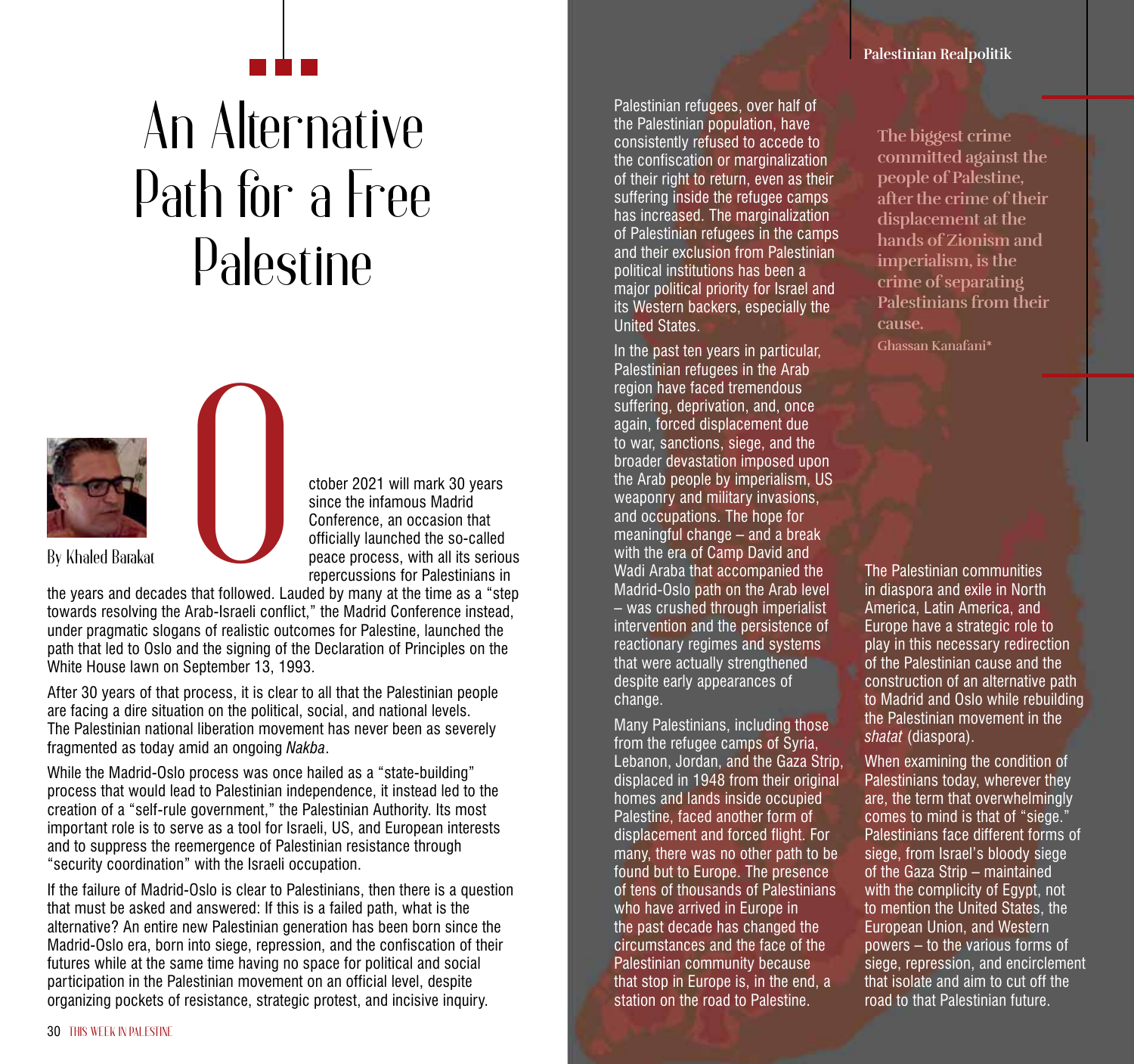# An Alternative Path for a Free Palestine

By Khaled Barakat

October 2021 will mark 30 years since the infamous Madrid Conference, an occasion that officially launched the so-called peace process, with all its serious repercussions for Palestinians in the years and decades that followed. Lauded by many at the time as a "step towards resolving the Arab-Israeli conflict," the Madrid Conference instead, under pragmatic slogans of realistic outcomes for Palestine, launched the path that led to Oslo and the signing of the Declaration of Principles on the White House lawn on September 13, 1993.

After 30 years of that process, it is clear to all that the Palestinian people are facing a dire situation on the political, social, and national levels. The Palestinian national liberation movement has never been as severely fragmented as today amid an ongoing *Nakba*.

While the Madrid-Oslo process was once hailed as a "state-building" process that would lead to Palestinian independence, it instead led to the creation of a "self-rule government," the Palestinian Authority. Its most important role is to serve as a tool for Israeli, US, and European interests and to suppress the reemergence of Palestinian resistance through "security coordination" with the Israeli occupation.

If the failure of Madrid-Oslo is clear to Palestinians, then there is a question that must be asked and answered: If this is a failed path, what is the alternative? An entire new Palestinian generation has been born since the Madrid-Oslo era, born into siege, repression, and the confiscation of their futures while at the same time having no space for political and social participation in the Palestinian movement on an official level, despite organizing pockets of resistance, strategic protest, and incisive inquiry.

Palestinian refugees, over half of the Palestinian population, have consistently refused to accede to the confiscation or marginalization of their right to return, even as their suffering inside the refugee camps has increased. The marginalization of Palestinian refugees in the camps and their exclusion from Palestinian political institutions has been a major political priority for Israel and its Western backers, especially the United States.

In the past ten years in particular, Palestinian refugees in the Arab region have faced tremendous suffering, deprivation, and, once again, forced displacement due to war, sanctions, siege, and the broader devastation imposed upon the Arab people by imperialism, US weaponry and military invasions, and occupations. The hope for meaningful change – and a break with the era of Camp David and Wadi Araba that accompanied the Madrid-Oslo path on the Arab level – was crushed through imperialist intervention and the persistence of reactionary regimes and systems that were actually strengthened despite early appearances of change.

Many Palestinians, including those from the refugee camps of Syria, Lebanon, Jordan, and the Gaza Strip, displaced in 1948 from their original homes and lands inside occupied Palestine, faced another form of displacement and forced flight. For many, there was no other path to be found but to Europe. The presence of tens of thousands of Palestinians who have arrived in Europe in the past decade has changed the circumstances and the face of the Palestinian community because that stop in Europe is, in the end, a station on the road to Palestine.

> **The biggest crime committed against the people of Palestine, after the crime of their displacement at the hands of Zionism and imperialism, is the crime of separating Palestinians from their cause.**
>
> Ghassan Kanafani*

The Palestinian communities in diaspora and exile in North America, Latin America, and Europe have a strategic role to play in this necessary redirection of the Palestinian cause and the construction of an alternative path to Madrid and Oslo while rebuilding the Palestinian movement in the *shatat* (diaspora).

When examining the condition of Palestinians today, wherever they are, the term that overwhelmingly comes to mind is that of "siege." Palestinians face different forms of siege, from Israel's bloody siege of the Gaza Strip – maintained with the complicity of Egypt, not to mention the United States, the European Union, and Western powers – to the various forms of siege, repression, and encirclement that isolate and aim to cut off the road to that Palestinian future.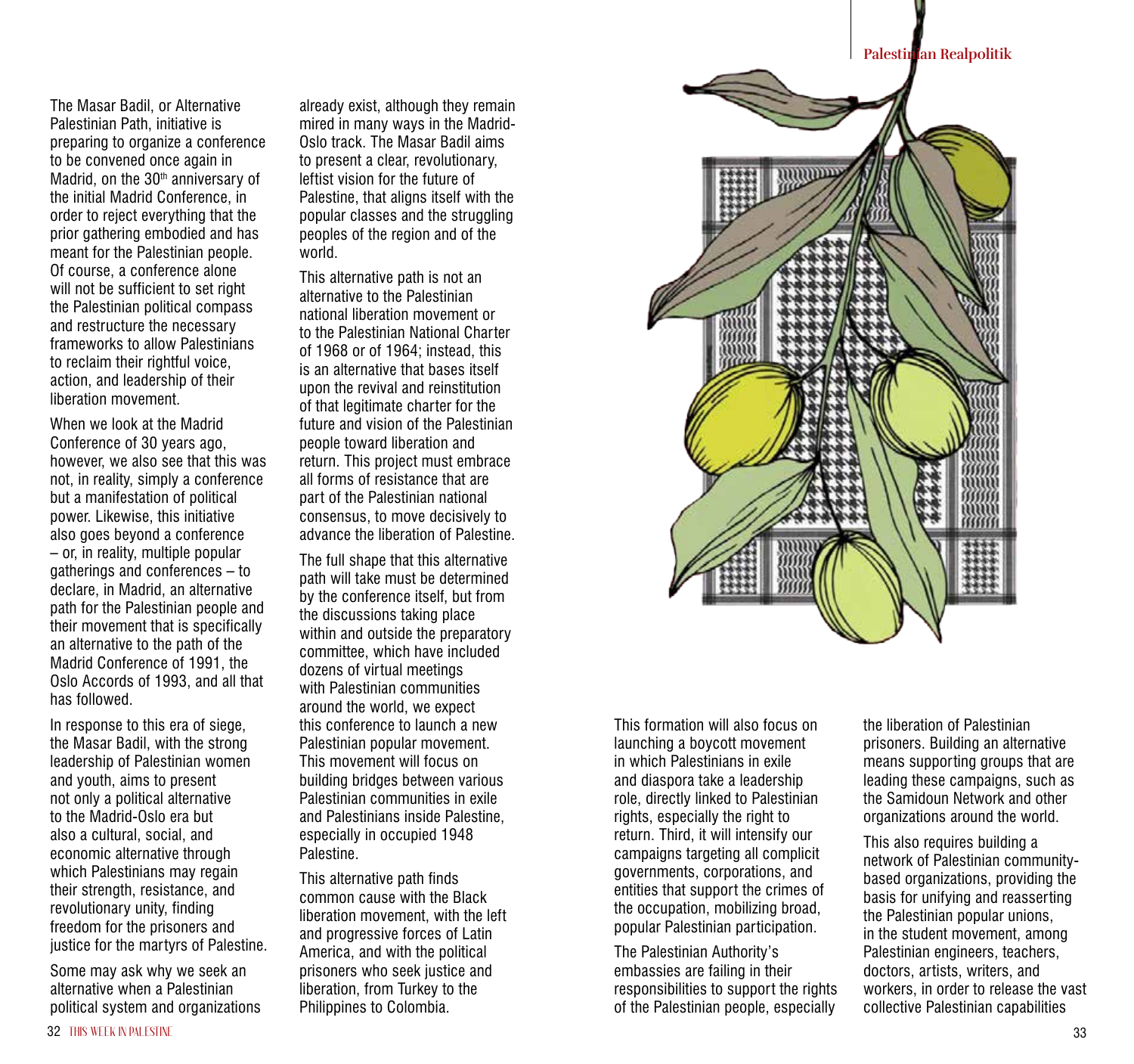The Masar Badil, or Alternative Palestinian Path, initiative is preparing to organize a conference to be convened once again in Madrid, on the 30th anniversary of the initial Madrid Conference, in order to reject everything that the prior gathering embodied and has meant for the Palestinian people. Of course, a conference alone will not be sufficient to set right the Palestinian political compass and restructure the necessary frameworks to allow Palestinians to reclaim their rightful voice, action, and leadership of their liberation movement.

When we look at the Madrid Conference of 30 years ago, however, we also see that this was not, in reality, simply a conference but a manifestation of political power. Likewise, this initiative also goes beyond a conference – or, in reality, multiple popular gatherings and conferences – to declare, in Madrid, an alternative path for the Palestinian people and their movement that is specifically an alternative to the path of the Madrid Conference of 1991, the Oslo Accords of 1993, and all that has followed.

In response to this era of siege, the Masar Badil, with the strong leadership of Palestinian women and youth, aims to present not only a political alternative to the Madrid-Oslo era but also a cultural, social, and economic alternative through which Palestinians may regain their strength, resistance, and revolutionary unity, finding freedom for the prisoners and justice for the martyrs of Palestine.

Some may ask why we seek an alternative when a Palestinian political system and organizations already exist, although they remain mired in many ways in the Madrid-Oslo track. The Masar Badil aims to present a clear, revolutionary, leftist vision for the future of Palestine, that aligns itself with the popular classes and the struggling peoples of the region and of the world.

This alternative path is not an alternative to the Palestinian national liberation movement or to the Palestinian National Charter of 1968 or of 1964; instead, this is an alternative that bases itself upon the revival and reinstitution of that legitimate charter for the future and vision of the Palestinian people toward liberation and return. This project must embrace all forms of resistance that are part of the Palestinian national consensus, to move decisively to advance the liberation of Palestine.

The full shape that this alternative path will take must be determined by the conference itself, but from the discussions taking place within and outside the preparatory committee, which have included dozens of virtual meetings with Palestinian communities around the world, we expect this conference to launch a new Palestinian popular movement. This movement will focus on building bridges between various Palestinian communities in exile and Palestinians inside Palestine, especially in occupied 1948 Palestine.

This alternative path finds common cause with the Black liberation movement, with the left and progressive forces of Latin America, and with the political prisoners who seek justice and liberation, from Turkey to the Philippines to Colombia.

This formation will also focus on launching a boycott movement in which Palestinians in exile and diaspora take a leadership role, directly linked to Palestinian rights, especially the right to return. Third, it will intensify our campaigns targeting all complicit governments, corporations, and entities that support the crimes of the occupation, mobilizing broad, popular Palestinian participation.

The Palestinian Authority's embassies are failing in their responsibilities to support the rights of the Palestinian people, especially the liberation of Palestinian prisoners. Building an alternative means supporting groups that are leading these campaigns, such as the Samidoun Network and other organizations around the world.

This also requires building a network of Palestinian community-based organizations, providing the basis for unifying and reasserting the Palestinian popular unions, in the student movement, among Palestinian engineers, teachers, doctors, artists, writers, and workers, in order to release the vast collective Palestinian capabilities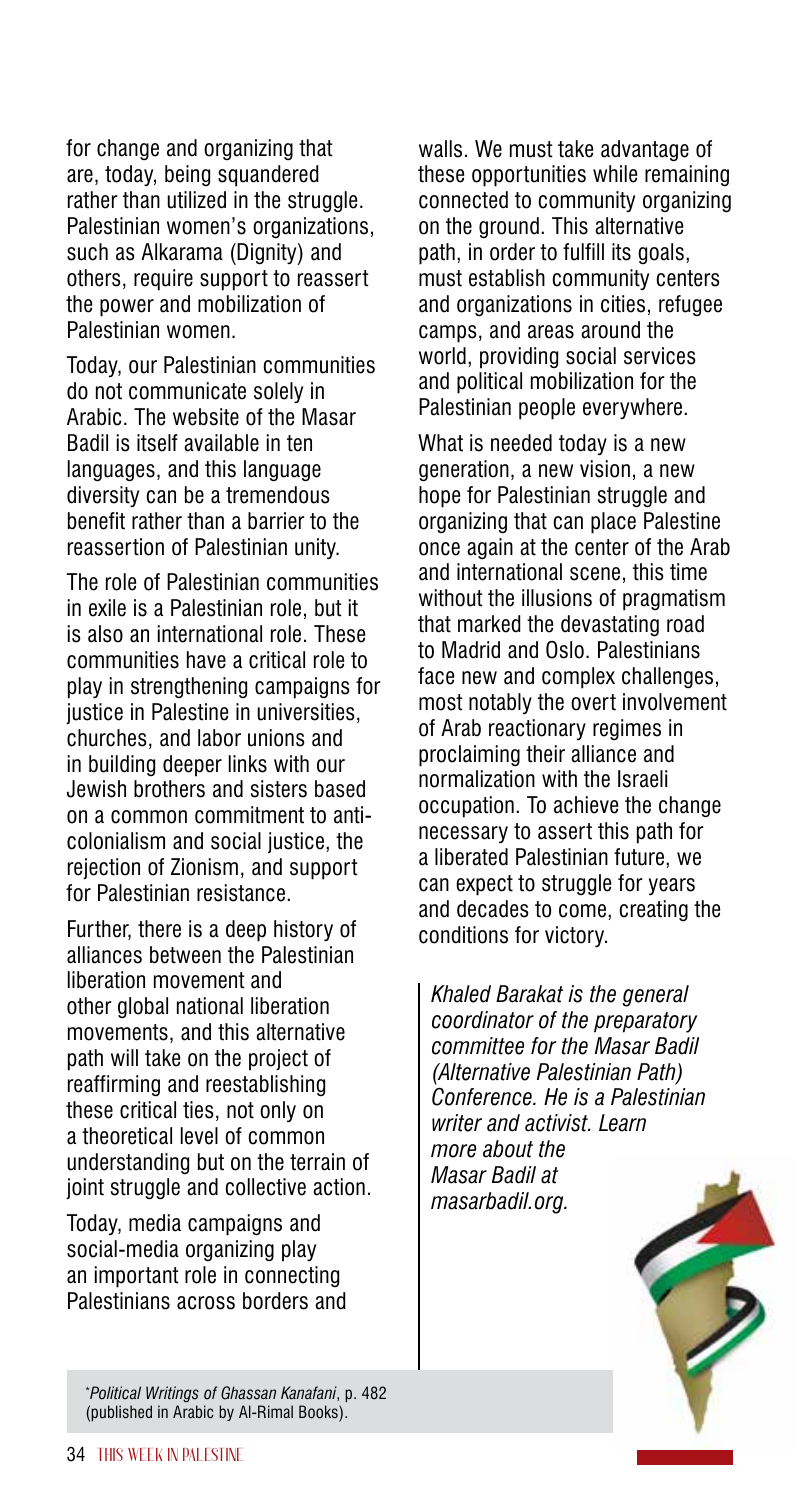for change and organizing that are, today, being squandered rather than utilized in the struggle. Palestinian women's organizations, such as Alkarama (Dignity) and others, require support to reassert the power and mobilization of Palestinian women.

Today, our Palestinian communities do not communicate solely in Arabic. The website of the Masar Badil is itself available in ten languages, and this language diversity can be a tremendous benefit rather than a barrier to the reassertion of Palestinian unity.

The role of Palestinian communities in exile is a Palestinian role, but it is also an international role. These communities have a critical role to play in strengthening campaigns for justice in Palestine in universities, churches, and labor unions and in building deeper links with our Jewish brothers and sisters based on a common commitment to anti-colonialism and social justice, the rejection of Zionism, and support for Palestinian resistance.

Further, there is a deep history of alliances between the Palestinian liberation movement and other global national liberation movements, and this alternative path will take on the project of reaffirming and reestablishing these critical ties, not only on a theoretical level of common understanding but on the terrain of joint struggle and collective action.

Today, media campaigns and social-media organizing play an important role in connecting Palestinians across borders and walls. We must take advantage of these opportunities while remaining connected to community organizing on the ground. This alternative path, in order to fulfill its goals, must establish community centers and organizations in cities, refugee camps, and areas around the world, providing social services and political mobilization for the Palestinian people everywhere.

What is needed today is a new generation, a new vision, a new hope for Palestinian struggle and organizing that can place Palestine once again at the center of the Arab and international scene, this time without the illusions of pragmatism that marked the devastating road to Madrid and Oslo. Palestinians face new and complex challenges, most notably the overt involvement of Arab reactionary regimes in proclaiming their alliance and normalization with the Israeli occupation. To achieve the change necessary to assert this path for a liberated Palestinian future, we can expect to struggle for years and decades to come, creating the conditions for victory.

*Khaled Barakat is the general coordinator of the preparatory committee for the Masar Badil (Alternative Palestinian Path) Conference. He is a Palestinian writer and activist. Learn more about the Masar Badil at masarbadil.org.*

*\**Political Writings of Ghassan Kanafani*, p. 482 (published in Arabic by Al-Rimal Books).